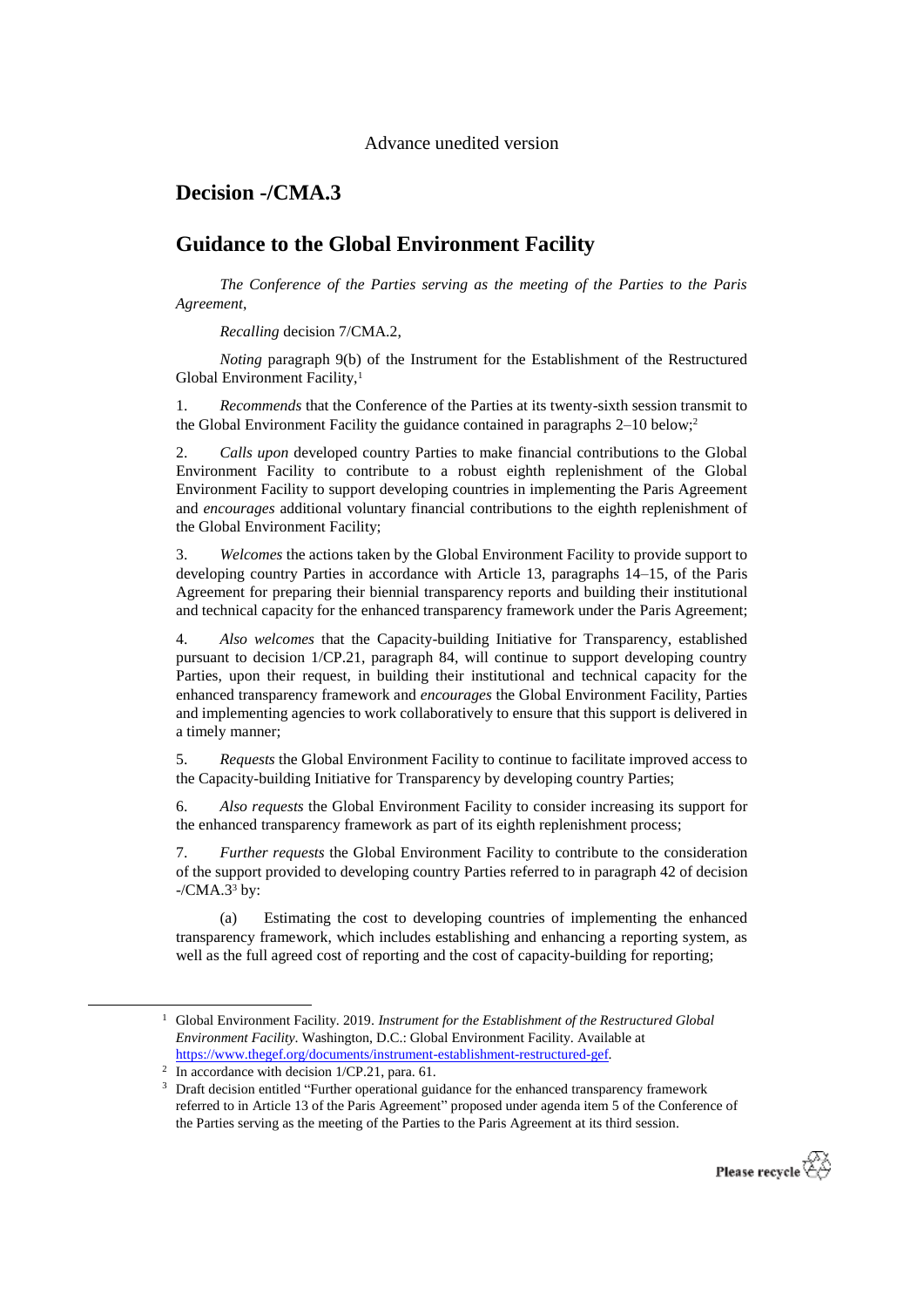Advance unedited version

# Decision -/CMA.3

## Guidance to the Global Environment Facility

*The Conference of the Parties serving as the meeting of the Parties to the Paris Agreement*,

*Recalling* decision 7/CMA.2,

*Noting* paragraph 9(b) of the Instrument for the Establishment of the Restructured Global Environment Facility,[1]

1. *Recommends* that the Conference of the Parties at its twenty-sixth session transmit to the Global Environment Facility the guidance contained in paragraphs 2–10 below;[2]

2. *Calls upon* developed country Parties to make financial contributions to the Global Environment Facility to contribute to a robust eighth replenishment of the Global Environment Facility to support developing countries in implementing the Paris Agreement and *encourages* additional voluntary financial contributions to the eighth replenishment of the Global Environment Facility;

3. *Welcomes* the actions taken by the Global Environment Facility to provide support to developing country Parties in accordance with Article 13, paragraphs 14–15, of the Paris Agreement for preparing their biennial transparency reports and building their institutional and technical capacity for the enhanced transparency framework under the Paris Agreement;

4. *Also welcomes* that the Capacity-building Initiative for Transparency, established pursuant to decision 1/CP.21, paragraph 84, will continue to support developing country Parties, upon their request, in building their institutional and technical capacity for the enhanced transparency framework and *encourages* the Global Environment Facility, Parties and implementing agencies to work collaboratively to ensure that this support is delivered in a timely manner;

5. *Requests* the Global Environment Facility to continue to facilitate improved access to the Capacity-building Initiative for Transparency by developing country Parties;

6. *Also requests* the Global Environment Facility to consider increasing its support for the enhanced transparency framework as part of its eighth replenishment process;

7. *Further requests* the Global Environment Facility to contribute to the consideration of the support provided to developing country Parties referred to in paragraph 42 of decision -/CMA.3[3] by:

(a) Estimating the cost to developing countries of implementing the enhanced transparency framework, which includes establishing and enhancing a reporting system, as well as the full agreed cost of reporting and the cost of capacity-building for reporting;

---

[1] Global Environment Facility. 2019. *Instrument for the Establishment of the Restructured Global Environment Facility*. Washington, D.C.: Global Environment Facility. Available at https://www.thegef.org/documents/instrument-establishment-restructured-gef.

[2] In accordance with decision 1/CP.21, para. 61.

[3] Draft decision entitled "Further operational guidance for the enhanced transparency framework referred to in Article 13 of the Paris Agreement" proposed under agenda item 5 of the Conference of the Parties serving as the meeting of the Parties to the Paris Agreement at its third session.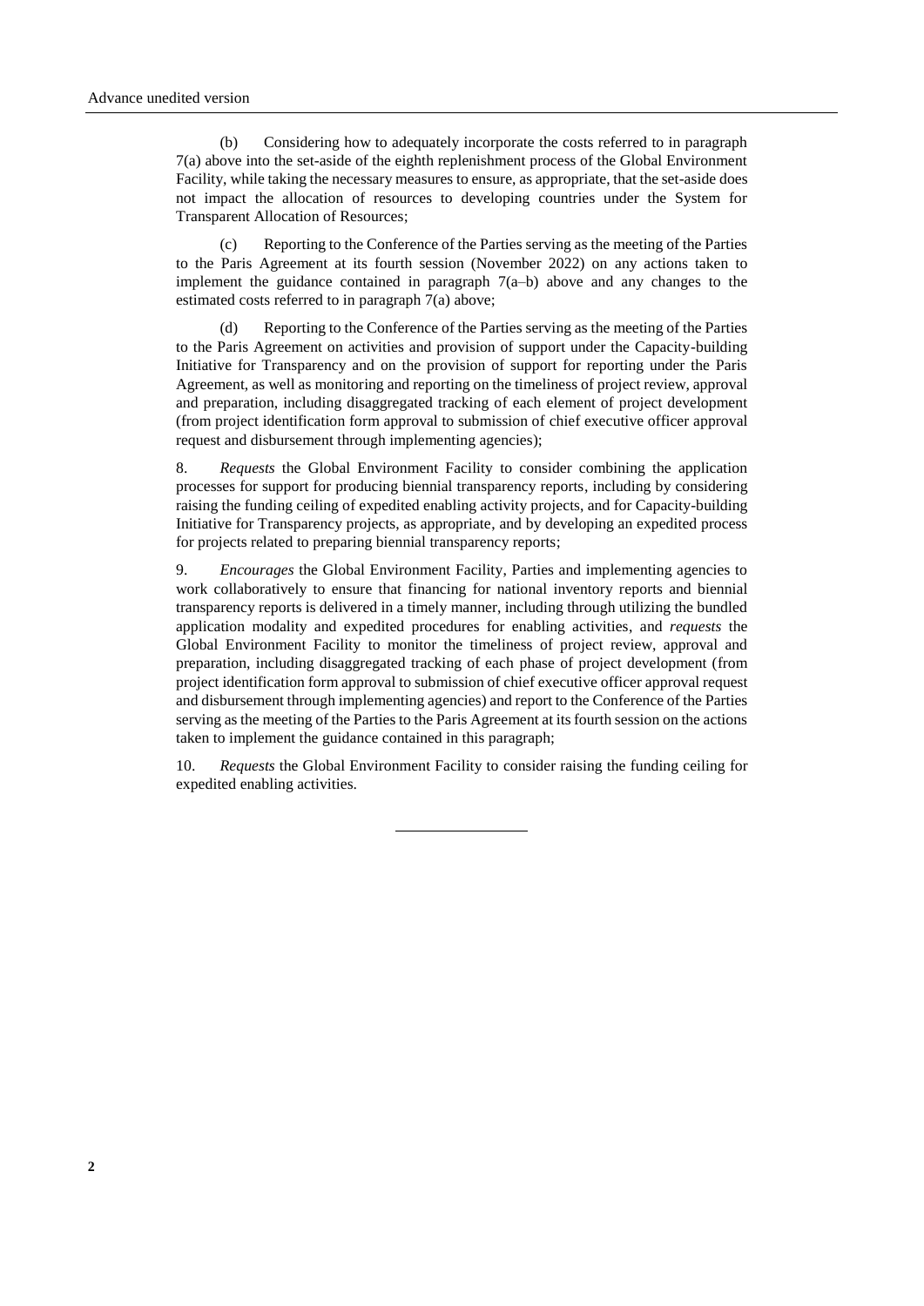(b) Considering how to adequately incorporate the costs referred to in paragraph 7(a) above into the set-aside of the eighth replenishment process of the Global Environment Facility, while taking the necessary measures to ensure, as appropriate, that the set-aside does not impact the allocation of resources to developing countries under the System for Transparent Allocation of Resources;

(c) Reporting to the Conference of the Parties serving as the meeting of the Parties to the Paris Agreement at its fourth session (November 2022) on any actions taken to implement the guidance contained in paragraph 7(a–b) above and any changes to the estimated costs referred to in paragraph 7(a) above;

(d) Reporting to the Conference of the Parties serving as the meeting of the Parties to the Paris Agreement on activities and provision of support under the Capacity-building Initiative for Transparency and on the provision of support for reporting under the Paris Agreement, as well as monitoring and reporting on the timeliness of project review, approval and preparation, including disaggregated tracking of each element of project development (from project identification form approval to submission of chief executive officer approval request and disbursement through implementing agencies);

8. *Requests* the Global Environment Facility to consider combining the application processes for support for producing biennial transparency reports, including by considering raising the funding ceiling of expedited enabling activity projects, and for Capacity-building Initiative for Transparency projects, as appropriate, and by developing an expedited process for projects related to preparing biennial transparency reports;

9. *Encourages* the Global Environment Facility, Parties and implementing agencies to work collaboratively to ensure that financing for national inventory reports and biennial transparency reports is delivered in a timely manner, including through utilizing the bundled application modality and expedited procedures for enabling activities, and *requests* the Global Environment Facility to monitor the timeliness of project review, approval and preparation, including disaggregated tracking of each phase of project development (from project identification form approval to submission of chief executive officer approval request and disbursement through implementing agencies) and report to the Conference of the Parties serving as the meeting of the Parties to the Paris Agreement at its fourth session on the actions taken to implement the guidance contained in this paragraph;

10. *Requests* the Global Environment Facility to consider raising the funding ceiling for expedited enabling activities.